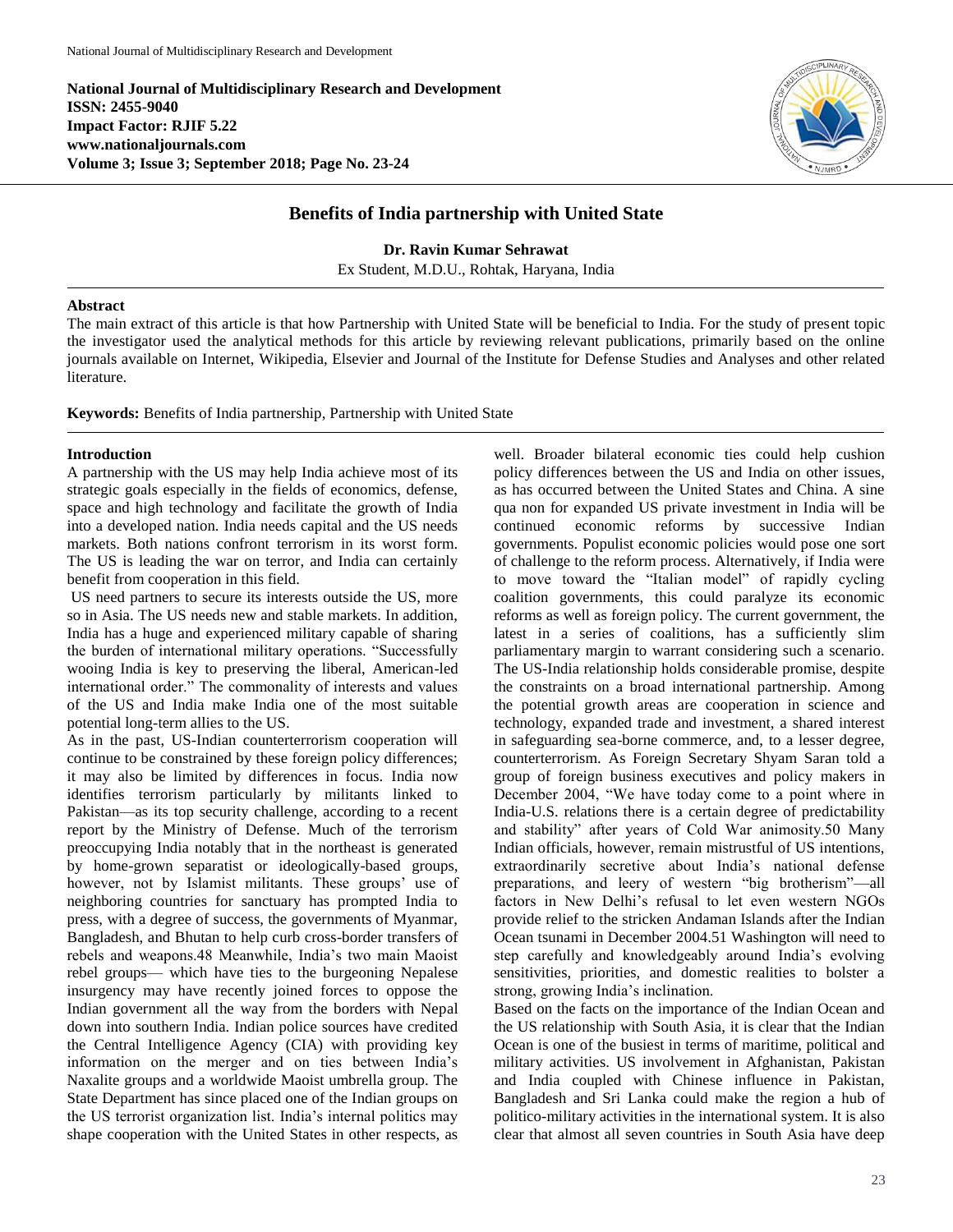**National Journal of Multidisciplinary Research and Development**
**ISSN: 2455-9040**
**Impact Factor: RJIF 5.22**
**www.nationaljournals.com**
**Volume 3; Issue 3; September 2018; Page No. 23-24**

# Benefits of India partnership with United State

**Dr. Ravin Kumar Sehrawat**

Ex Student, M.D.U., Rohtak, Haryana, India

## Abstract

The main extract of this article is that how Partnership with United State will be beneficial to India. For the study of present topic the investigator used the analytical methods for this article by reviewing relevant publications, primarily based on the online journals available on Internet, Wikipedia, Elsevier and Journal of the Institute for Defense Studies and Analyses and other related literature.

**Keywords:** Benefits of India partnership, Partnership with United State

## Introduction

A partnership with the US may help India achieve most of its strategic goals especially in the fields of economics, defense, space and high technology and facilitate the growth of India into a developed nation. India needs capital and the US needs markets. Both nations confront terrorism in its worst form. The US is leading the war on terror, and India can certainly benefit from cooperation in this field.

US need partners to secure its interests outside the US, more so in Asia. The US needs new and stable markets. In addition, India has a huge and experienced military capable of sharing the burden of international military operations. "Successfully wooing India is key to preserving the liberal, American-led international order." The commonality of interests and values of the US and India make India one of the most suitable potential long-term allies to the US.

As in the past, US-Indian counterterrorism cooperation will continue to be constrained by these foreign policy differences; it may also be limited by differences in focus. India now identifies terrorism particularly by militants linked to Pakistan—as its top security challenge, according to a recent report by the Ministry of Defense. Much of the terrorism preoccupying India notably that in the northeast is generated by home-grown separatist or ideologically-based groups, however, not by Islamist militants. These groups' use of neighboring countries for sanctuary has prompted India to press, with a degree of success, the governments of Myanmar, Bangladesh, and Bhutan to help curb cross-border transfers of rebels and weapons.48 Meanwhile, India's two main Maoist rebel groups— which have ties to the burgeoning Nepalese insurgency may have recently joined forces to oppose the Indian government all the way from the borders with Nepal down into southern India. Indian police sources have credited the Central Intelligence Agency (CIA) with providing key information on the merger and on ties between India's Naxalite groups and a worldwide Maoist umbrella group. The State Department has since placed one of the Indian groups on the US terrorist organization list. India's internal politics may shape cooperation with the United States in other respects, as well. Broader bilateral economic ties could help cushion policy differences between the US and India on other issues, as has occurred between the United States and China. A sine qua non for expanded US private investment in India will be continued economic reforms by successive Indian governments. Populist economic policies would pose one sort of challenge to the reform process. Alternatively, if India were to move toward the "Italian model" of rapidly cycling coalition governments, this could paralyze its economic reforms as well as foreign policy. The current government, the latest in a series of coalitions, has a sufficiently slim parliamentary margin to warrant considering such a scenario. The US-India relationship holds considerable promise, despite the constraints on a broad international partnership. Among the potential growth areas are cooperation in science and technology, expanded trade and investment, a shared interest in safeguarding sea-borne commerce, and, to a lesser degree, counterterrorism. As Foreign Secretary Shyam Saran told a group of foreign business executives and policy makers in December 2004, "We have today come to a point where in India-U.S. relations there is a certain degree of predictability and stability" after years of Cold War animosity.50 Many Indian officials, however, remain mistrustful of US intentions, extraordinarily secretive about India's national defense preparations, and leery of western "big brotherism"—all factors in New Delhi's refusal to let even western NGOs provide relief to the stricken Andaman Islands after the Indian Ocean tsunami in December 2004.51 Washington will need to step carefully and knowledgeably around India's evolving sensitivities, priorities, and domestic realities to bolster a strong, growing India's inclination.

Based on the facts on the importance of the Indian Ocean and the US relationship with South Asia, it is clear that the Indian Ocean is one of the busiest in terms of maritime, political and military activities. US involvement in Afghanistan, Pakistan and India coupled with Chinese influence in Pakistan, Bangladesh and Sri Lanka could make the region a hub of politico-military activities in the international system. It is also clear that almost all seven countries in South Asia have deep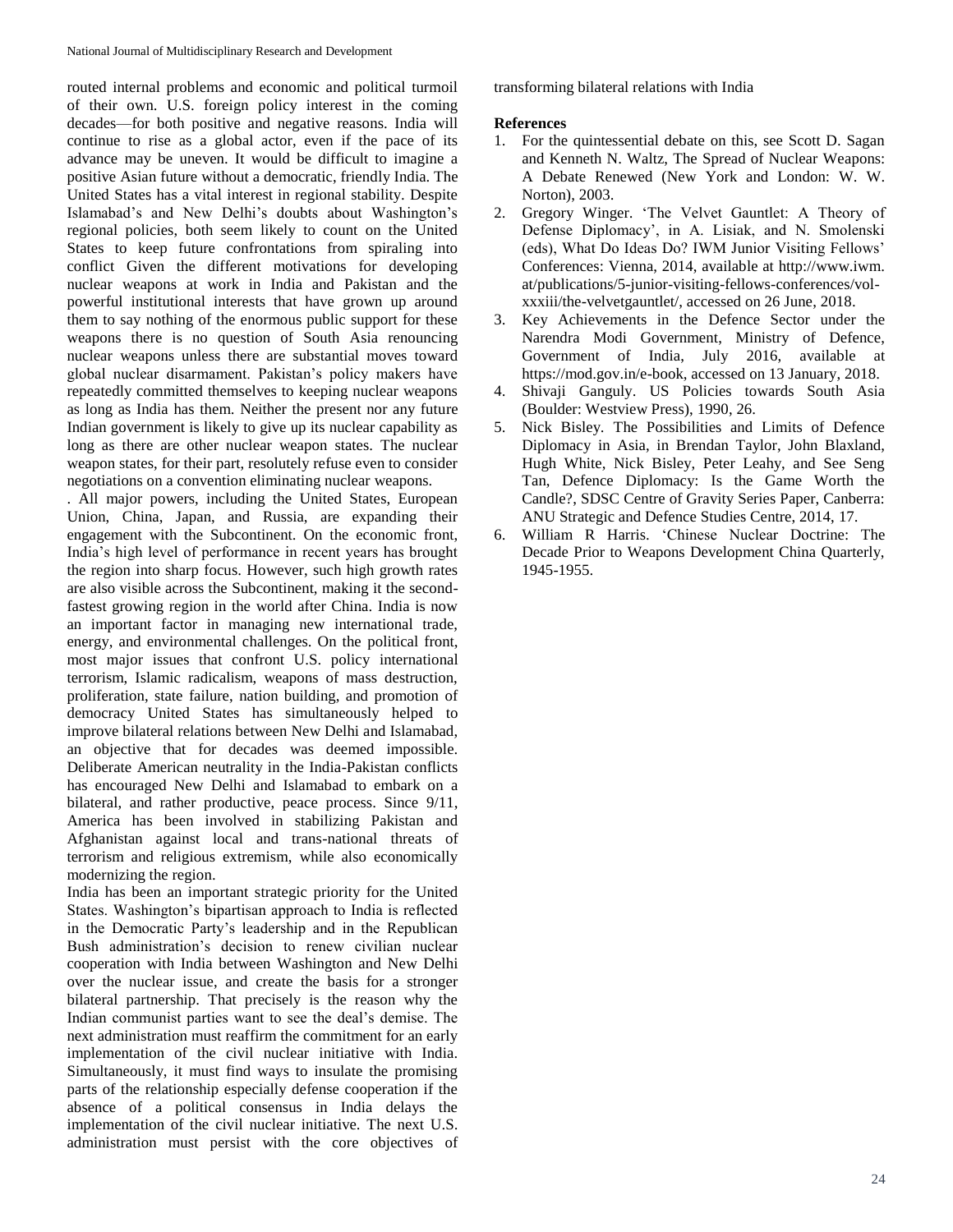routed internal problems and economic and political turmoil of their own. U.S. foreign policy interest in the coming decades—for both positive and negative reasons. India will continue to rise as a global actor, even if the pace of its advance may be uneven. It would be difficult to imagine a positive Asian future without a democratic, friendly India. The United States has a vital interest in regional stability. Despite Islamabad's and New Delhi's doubts about Washington's regional policies, both seem likely to count on the United States to keep future confrontations from spiraling into conflict Given the different motivations for developing nuclear weapons at work in India and Pakistan and the powerful institutional interests that have grown up around them to say nothing of the enormous public support for these weapons there is no question of South Asia renouncing nuclear weapons unless there are substantial moves toward global nuclear disarmament. Pakistan's policy makers have repeatedly committed themselves to keeping nuclear weapons as long as India has them. Neither the present nor any future Indian government is likely to give up its nuclear capability as long as there are other nuclear weapon states. The nuclear weapon states, for their part, resolutely refuse even to consider negotiations on a convention eliminating nuclear weapons.

. All major powers, including the United States, European Union, China, Japan, and Russia, are expanding their engagement with the Subcontinent. On the economic front, India's high level of performance in recent years has brought the region into sharp focus. However, such high growth rates are also visible across the Subcontinent, making it the second-fastest growing region in the world after China. India is now an important factor in managing new international trade, energy, and environmental challenges. On the political front, most major issues that confront U.S. policy international terrorism, Islamic radicalism, weapons of mass destruction, proliferation, state failure, nation building, and promotion of democracy United States has simultaneously helped to improve bilateral relations between New Delhi and Islamabad, an objective that for decades was deemed impossible. Deliberate American neutrality in the India-Pakistan conflicts has encouraged New Delhi and Islamabad to embark on a bilateral, and rather productive, peace process. Since 9/11, America has been involved in stabilizing Pakistan and Afghanistan against local and trans-national threats of terrorism and religious extremism, while also economically modernizing the region.

India has been an important strategic priority for the United States. Washington's bipartisan approach to India is reflected in the Democratic Party's leadership and in the Republican Bush administration's decision to renew civilian nuclear cooperation with India between Washington and New Delhi over the nuclear issue, and create the basis for a stronger bilateral partnership. That precisely is the reason why the Indian communist parties want to see the deal's demise. The next administration must reaffirm the commitment for an early implementation of the civil nuclear initiative with India. Simultaneously, it must find ways to insulate the promising parts of the relationship especially defense cooperation if the absence of a political consensus in India delays the implementation of the civil nuclear initiative. The next U.S. administration must persist with the core objectives of transforming bilateral relations with India

**References**

1. For the quintessential debate on this, see Scott D. Sagan and Kenneth N. Waltz, The Spread of Nuclear Weapons: A Debate Renewed (New York and London: W. W. Norton), 2003.
2. Gregory Winger. 'The Velvet Gauntlet: A Theory of Defense Diplomacy', in A. Lisiak, and N. Smolenski (eds), What Do Ideas Do? IWM Junior Visiting Fellows' Conferences: Vienna, 2014, available at http://www.iwm.at/publications/5-junior-visiting-fellows-conferences/vol-xxxiii/the-velvetgauntlet/, accessed on 26 June, 2018.
3. Key Achievements in the Defence Sector under the Narendra Modi Government, Ministry of Defence, Government of India, July 2016, available at https://mod.gov.in/e-book, accessed on 13 January, 2018.
4. Shivaji Ganguly. US Policies towards South Asia (Boulder: Westview Press), 1990, 26.
5. Nick Bisley. The Possibilities and Limits of Defence Diplomacy in Asia, in Brendan Taylor, John Blaxland, Hugh White, Nick Bisley, Peter Leahy, and See Seng Tan, Defence Diplomacy: Is the Game Worth the Candle?, SDSC Centre of Gravity Series Paper, Canberra: ANU Strategic and Defence Studies Centre, 2014, 17.
6. William R Harris. 'Chinese Nuclear Doctrine: The Decade Prior to Weapons Development China Quarterly, 1945-1955.